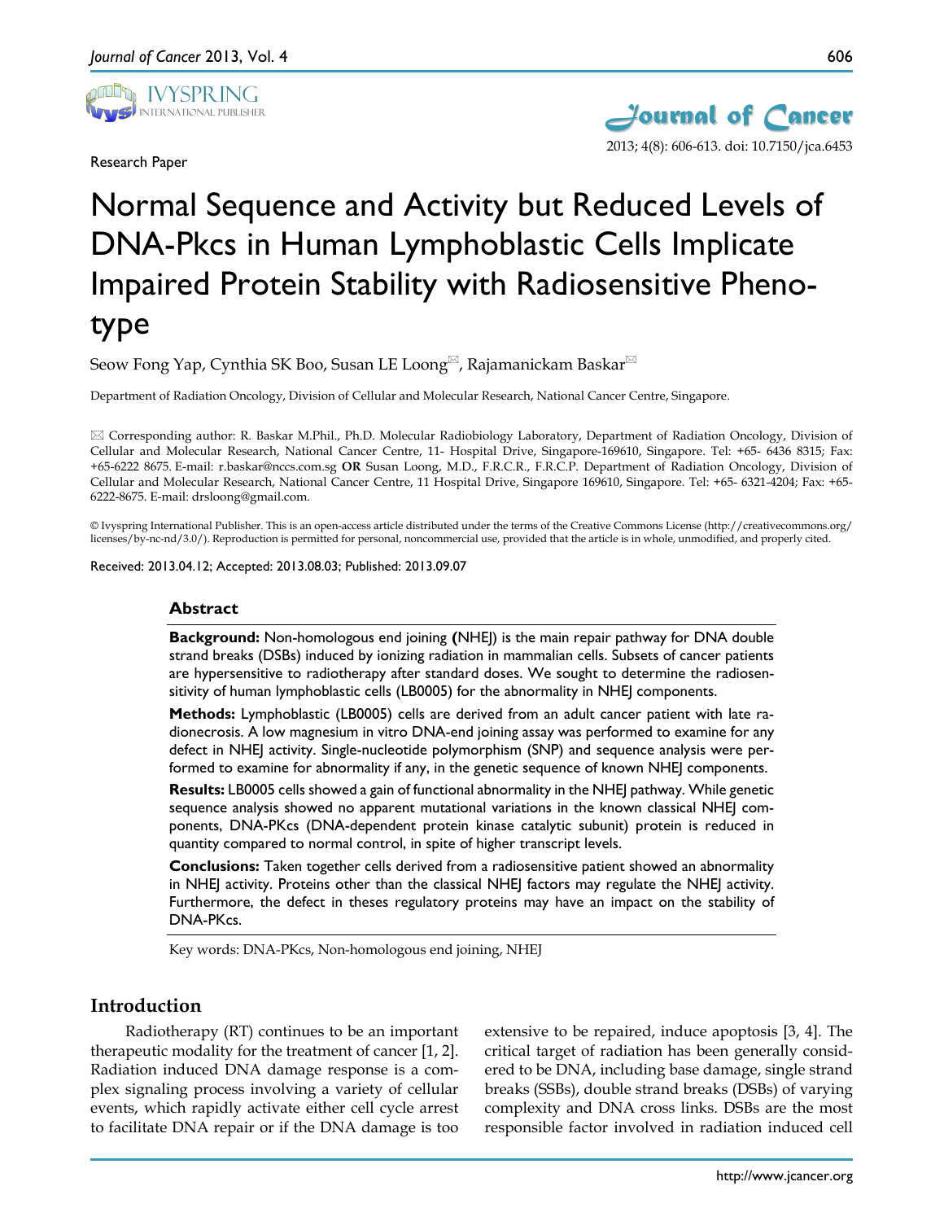Research Paper

# Normal Sequence and Activity but Reduced Levels of DNA-Pkcs in Human Lymphoblastic Cells Implicate Impaired Protein Stability with Radiosensitive Phenotype

Seow Fong Yap, Cynthia SK Boo, Susan LE Loong✉, Rajamanickam Baskar✉

Department of Radiation Oncology, Division of Cellular and Molecular Research, National Cancer Centre, Singapore.

✉ Corresponding author: R. Baskar M.Phil., Ph.D. Molecular Radiobiology Laboratory, Department of Radiation Oncology, Division of Cellular and Molecular Research, National Cancer Centre, 11- Hospital Drive, Singapore-169610, Singapore. Tel: +65- 6436 8315; Fax: +65-6222 8675. E-mail: r.baskar@nccs.com.sg **OR** Susan Loong, M.D., F.R.C.R., F.R.C.P. Department of Radiation Oncology, Division of Cellular and Molecular Research, National Cancer Centre, 11 Hospital Drive, Singapore 169610, Singapore. Tel: +65- 6321-4204; Fax: +65-6222-8675. E-mail: drsloong@gmail.com.

© Ivyspring International Publisher. This is an open-access article distributed under the terms of the Creative Commons License (http://creativecommons.org/licenses/by-nc-nd/3.0/). Reproduction is permitted for personal, noncommercial use, provided that the article is in whole, unmodified, and properly cited.

Received: 2013.04.12; Accepted: 2013.08.03; Published: 2013.09.07

## Abstract

**Background:** Non-homologous end joining **(**NHEJ) is the main repair pathway for DNA double strand breaks (DSBs) induced by ionizing radiation in mammalian cells. Subsets of cancer patients are hypersensitive to radiotherapy after standard doses. We sought to determine the radiosensitivity of human lymphoblastic cells (LB0005) for the abnormality in NHEJ components.

**Methods:** Lymphoblastic (LB0005) cells are derived from an adult cancer patient with late radionecrosis. A low magnesium in vitro DNA-end joining assay was performed to examine for any defect in NHEJ activity. Single-nucleotide polymorphism (SNP) and sequence analysis were performed to examine for abnormality if any, in the genetic sequence of known NHEJ components.

**Results:** LB0005 cells showed a gain of functional abnormality in the NHEJ pathway. While genetic sequence analysis showed no apparent mutational variations in the known classical NHEJ components, DNA-PKcs (DNA-dependent protein kinase catalytic subunit) protein is reduced in quantity compared to normal control, in spite of higher transcript levels.

**Conclusions:** Taken together cells derived from a radiosensitive patient showed an abnormality in NHEJ activity. Proteins other than the classical NHEJ factors may regulate the NHEJ activity. Furthermore, the defect in theses regulatory proteins may have an impact on the stability of DNA-PKcs.

Key words: DNA-PKcs, Non-homologous end joining, NHEJ

## Introduction

Radiotherapy (RT) continues to be an important therapeutic modality for the treatment of cancer [1, 2]. Radiation induced DNA damage response is a complex signaling process involving a variety of cellular events, which rapidly activate either cell cycle arrest to facilitate DNA repair or if the DNA damage is too extensive to be repaired, induce apoptosis [3, 4]. The critical target of radiation has been generally considered to be DNA, including base damage, single strand breaks (SSBs), double strand breaks (DSBs) of varying complexity and DNA cross links. DSBs are the most responsible factor involved in radiation induced cell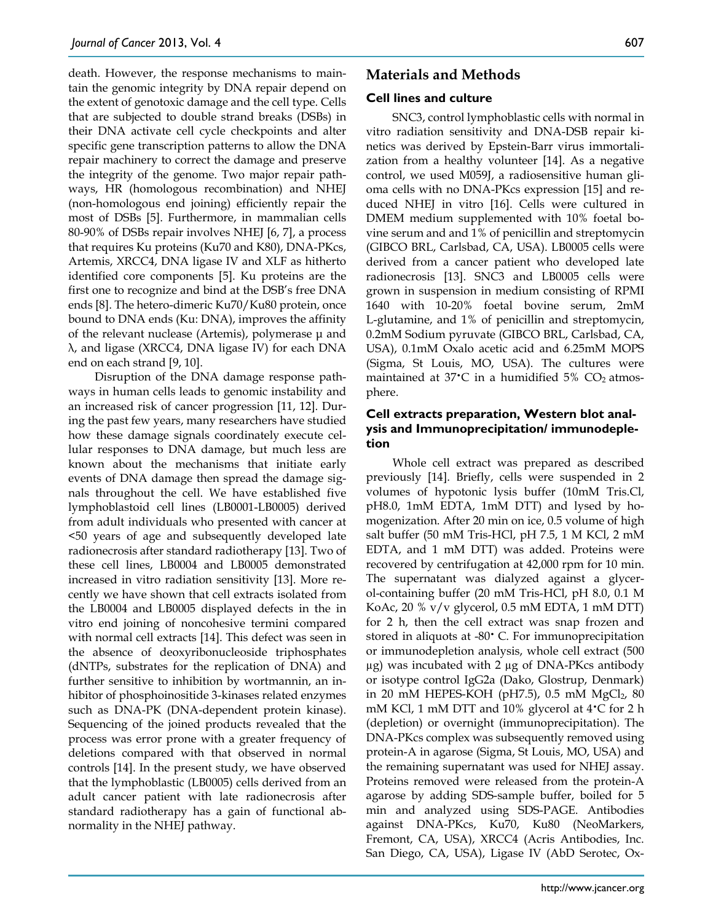death. However, the response mechanisms to maintain the genomic integrity by DNA repair depend on the extent of genotoxic damage and the cell type. Cells that are subjected to double strand breaks (DSBs) in their DNA activate cell cycle checkpoints and alter specific gene transcription patterns to allow the DNA repair machinery to correct the damage and preserve the integrity of the genome. Two major repair pathways, HR (homologous recombination) and NHEJ (non-homologous end joining) efficiently repair the most of DSBs [5]. Furthermore, in mammalian cells 80-90% of DSBs repair involves NHEJ [6, 7], a process that requires Ku proteins (Ku70 and K80), DNA-PKcs, Artemis, XRCC4, DNA ligase IV and XLF as hitherto identified core components [5]. Ku proteins are the first one to recognize and bind at the DSB's free DNA ends [8]. The hetero-dimeric Ku70/Ku80 protein, once bound to DNA ends (Ku: DNA), improves the affinity of the relevant nuclease (Artemis), polymerase μ and λ, and ligase (XRCC4, DNA ligase IV) for each DNA end on each strand [9, 10].

Disruption of the DNA damage response pathways in human cells leads to genomic instability and an increased risk of cancer progression [11, 12]. During the past few years, many researchers have studied how these damage signals coordinately execute cellular responses to DNA damage, but much less are known about the mechanisms that initiate early events of DNA damage then spread the damage signals throughout the cell. We have established five lymphoblastoid cell lines (LB0001-LB0005) derived from adult individuals who presented with cancer at <50 years of age and subsequently developed late radionecrosis after standard radiotherapy [13]. Two of these cell lines, LB0004 and LB0005 demonstrated increased in vitro radiation sensitivity [13]. More recently we have shown that cell extracts isolated from the LB0004 and LB0005 displayed defects in the in vitro end joining of noncohesive termini compared with normal cell extracts [14]. This defect was seen in the absence of deoxyribonucleoside triphosphates (dNTPs, substrates for the replication of DNA) and further sensitive to inhibition by wortmannin, an inhibitor of phosphoinositide 3-kinases related enzymes such as DNA-PK (DNA-dependent protein kinase). Sequencing of the joined products revealed that the process was error prone with a greater frequency of deletions compared with that observed in normal controls [14]. In the present study, we have observed that the lymphoblastic (LB0005) cells derived from an adult cancer patient with late radionecrosis after standard radiotherapy has a gain of functional abnormality in the NHEJ pathway.

## Materials and Methods

### Cell lines and culture

SNC3, control lymphoblastic cells with normal in vitro radiation sensitivity and DNA-DSB repair kinetics was derived by Epstein-Barr virus immortalization from a healthy volunteer [14]. As a negative control, we used M059J, a radiosensitive human glioma cells with no DNA-PKcs expression [15] and reduced NHEJ in vitro [16]. Cells were cultured in DMEM medium supplemented with 10% foetal bovine serum and and 1% of penicillin and streptomycin (GIBCO BRL, Carlsbad, CA, USA). LB0005 cells were derived from a cancer patient who developed late radionecrosis [13]. SNC3 and LB0005 cells were grown in suspension in medium consisting of RPMI 1640 with 10-20% foetal bovine serum, 2mM L-glutamine, and 1% of penicillin and streptomycin, 0.2mM Sodium pyruvate (GIBCO BRL, Carlsbad, CA, USA), 0.1mM Oxalo acetic acid and 6.25mM MOPS (Sigma, St Louis, MO, USA). The cultures were maintained at 37°C in a humidified 5% $CO_2$ atmosphere.

### Cell extracts preparation, Western blot analysis and Immunoprecipitation/ immunodepletion

Whole cell extract was prepared as described previously [14]. Briefly, cells were suspended in 2 volumes of hypotonic lysis buffer (10mM Tris.Cl, pH8.0, 1mM EDTA, 1mM DTT) and lysed by homogenization. After 20 min on ice, 0.5 volume of high salt buffer (50 mM Tris-HCl, pH 7.5, 1 M KCl, 2 mM EDTA, and 1 mM DTT) was added. Proteins were recovered by centrifugation at 42,000 rpm for 10 min. The supernatant was dialyzed against a glycerol-containing buffer (20 mM Tris-HCl, pH 8.0, 0.1 M KoAc, 20 % v/v glycerol, 0.5 mM EDTA, 1 mM DTT) for 2 h, then the cell extract was snap frozen and stored in aliquots at -80° C. For immunoprecipitation or immunodepletion analysis, whole cell extract (500 μg) was incubated with 2 μg of DNA-PKcs antibody or isotype control IgG2a (Dako, Glostrup, Denmark) in 20 mM HEPES-KOH (pH7.5), 0.5 mM $MgCl_2$, 80 mM KCl, 1 mM DTT and 10% glycerol at 4°C for 2 h (depletion) or overnight (immunoprecipitation). The DNA-PKcs complex was subsequently removed using protein-A in agarose (Sigma, St Louis, MO, USA) and the remaining supernatant was used for NHEJ assay. Proteins removed were released from the protein-A agarose by adding SDS-sample buffer, boiled for 5 min and analyzed using SDS-PAGE. Antibodies against DNA-PKcs, Ku70, Ku80 (NeoMarkers, Fremont, CA, USA), XRCC4 (Acris Antibodies, Inc. San Diego, CA, USA), Ligase IV (AbD Serotec, Ox-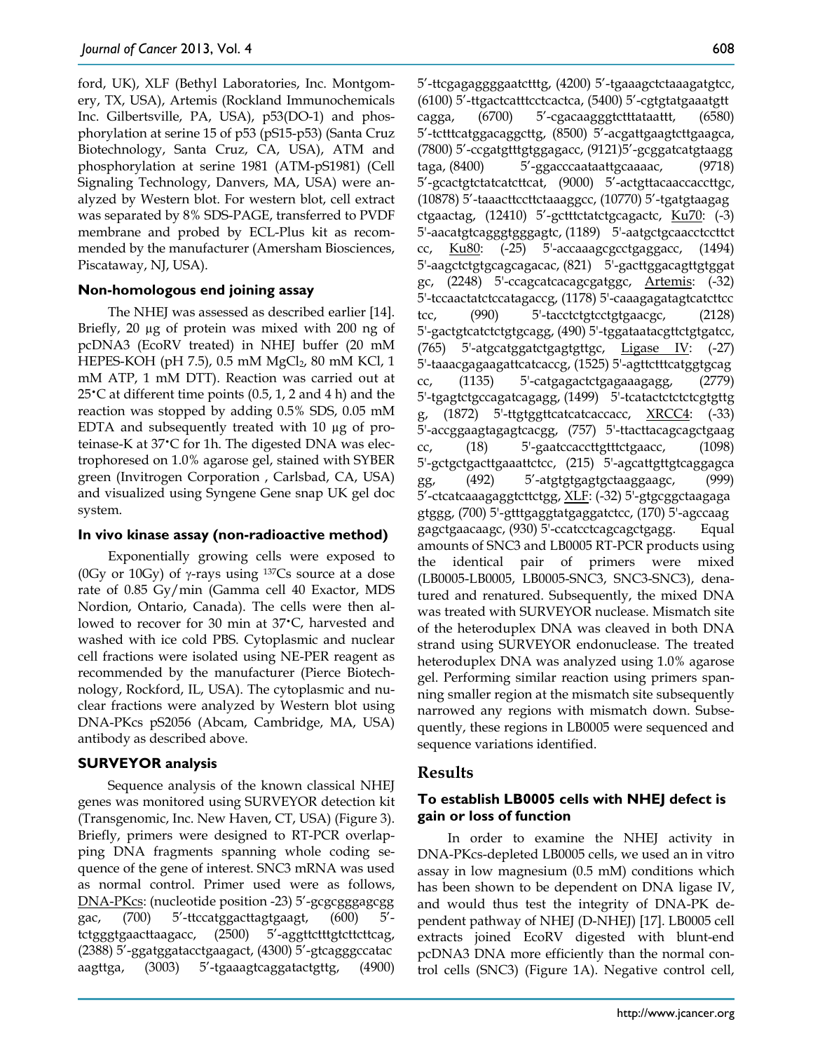ford, UK), XLF (Bethyl Laboratories, Inc. Montgomery, TX, USA), Artemis (Rockland Immunochemicals Inc. Gilbertsville, PA, USA), p53(DO-1) and phosphorylation at serine 15 of p53 (pS15-p53) (Santa Cruz Biotechnology, Santa Cruz, CA, USA), ATM and phosphorylation at serine 1981 (ATM-pS1981) (Cell Signaling Technology, Danvers, MA, USA) were analyzed by Western blot. For western blot, cell extract was separated by 8% SDS-PAGE, transferred to PVDF membrane and probed by ECL-Plus kit as recommended by the manufacturer (Amersham Biosciences, Piscataway, NJ, USA).

### Non-homologous end joining assay

The NHEJ was assessed as described earlier [14]. Briefly, 20 µg of protein was mixed with 200 ng of pcDNA3 (EcoRV treated) in NHEJ buffer (20 mM HEPES-KOH (pH 7.5), 0.5 mM $MgCl_2$, 80 mM KCl, 1 mM ATP, 1 mM DTT). Reaction was carried out at 25°C at different time points (0.5, 1, 2 and 4 h) and the reaction was stopped by adding 0.5% SDS, 0.05 mM EDTA and subsequently treated with 10 µg of proteinase-K at 37°C for 1h. The digested DNA was electrophoresed on 1.0% agarose gel, stained with SYBER green (Invitrogen Corporation , Carlsbad, CA, USA) and visualized using Syngene Gene snap UK gel doc system.

### In vivo kinase assay (non-radioactive method)

Exponentially growing cells were exposed to (0Gy or 10Gy) of γ-rays using $^{137}$Cs source at a dose rate of 0.85 Gy/min (Gamma cell 40 Exactor, MDS Nordion, Ontario, Canada). The cells were then allowed to recover for 30 min at 37°C, harvested and washed with ice cold PBS. Cytoplasmic and nuclear cell fractions were isolated using NE-PER reagent as recommended by the manufacturer (Pierce Biotechnology, Rockford, IL, USA). The cytoplasmic and nuclear fractions were analyzed by Western blot using DNA-PKcs pS2056 (Abcam, Cambridge, MA, USA) antibody as described above.

### SURVEYOR analysis

Sequence analysis of the known classical NHEJ genes was monitored using SURVEYOR detection kit (Transgenomic, Inc. New Haven, CT, USA) (Figure 3). Briefly, primers were designed to RT-PCR overlapping DNA fragments spanning whole coding sequence of the gene of interest. SNC3 mRNA was used as normal control. Primer used were as follows, DNA-PKcs: (nucleotide position -23) 5′-gcgcgggagcgg gac, (700) 5′-ttccatggacttagtgaagt, (600) 5′-tctgggtgaacttaagacc, (2500) 5′-aggttctttgtcttcttcag, (2388) 5′-ggatggatacctgaagact, (4300) 5′-gtcagggccatac aagttga, (3003) 5′-tgaaagtcaggatactgttg, (4900) 5′-ttcgagaggggaatctttg, (4200) 5′-tgaaagctctaaagatgtcc, (6100) 5′-ttgactcatttcctcactca, (5400) 5′-cgtgtatgaaatgtt cagga, (6700) 5′-cgacaagggtctttataattt, (6580) 5′-tctttcatggacaggcttg, (8500) 5′-acgattgaagtcttgaagca, (7800) 5′-ccgatgtttgtggagacc, (9121)5′-gcggatcatgtaagg taga, (8400) 5′-ggacccaataattgcaaaac, (9718) 5′-gcactgtctatcatcttcat, (9000) 5′-actgttacaaccaccttgc, (10878) 5′-taaacttccttctaaaggcc, (10770) 5′-tgatgtaagag ctgaactag, (12410) 5′-gctttctatctgcagactc, Ku70: (-3) 5'-aacatgtcagggtgggagtc, (1189) 5'-aatgctgcaacctccttct cc, Ku80: (-25) 5'-accaaagcgcctgaggacc, (1494) 5'-aagctctgtgcagcagacac, (821) 5'-gacttggacagttgtggat gc, (2248) 5'-ccagcatcacagcgatggc, Artemis: (-32) 5'-tccaactatctccatagaccg, (1178) 5'-caaagagatagtcatcttcc tcc, (990) 5'-tacctctgtcctgtgaacgc, (2128) 5'-gactgtcatctctgtgcagg, (490) 5'-tggataatacgttctgtgatcc, (765) 5'-atgcatggatctgagtgttgc, Ligase IV: (-27) 5'-taaacgagaagattcatcaccg, (1525) 5'-agttctttcatggtgcag cc, (1135) 5'-catgagactctgagaaagagg, (2779) 5'-tgagtctgccagatcagagg, (1499) 5'-tcatactctctcgtgttg g, (1872) 5'-ttgtggttcatcatcaccacc, XRCC4: (-33) 5'-accggaagtagagtcacgg, (757) 5'-ttacttacagcagctgaag cc, (18) 5'-gaatccaccttgtttctgaacc, (1098) 5'-gctgctgacttgaaattctcc, (215) 5'-agcattgttgtcaggagca gg, (492) 5′-atgtgtgagtgctaaggaagc, (999) 5′-ctcatcaaagaggtcttctgg, XLF: (-32) 5'-gtgcggctaagaga gtggg, (700) 5'-gtttgaggtatgaggatctcc, (170) 5'-agccaag gagctgaacaagc, (930) 5'-ccatcctcagcagctgagg. Equal amounts of SNC3 and LB0005 RT-PCR products using the identical pair of primers were mixed (LB0005-LB0005, LB0005-SNC3, SNC3-SNC3), denatured and renatured. Subsequently, the mixed DNA was treated with SURVEYOR nuclease. Mismatch site of the heteroduplex DNA was cleaved in both DNA strand using SURVEYOR endonuclease. The treated heteroduplex DNA was analyzed using 1.0% agarose gel. Performing similar reaction using primers spanning smaller region at the mismatch site subsequently narrowed any regions with mismatch down. Subsequently, these regions in LB0005 were sequenced and sequence variations identified.

## Results

### To establish LB0005 cells with NHEJ defect is gain or loss of function

In order to examine the NHEJ activity in DNA-PKcs-depleted LB0005 cells, we used an in vitro assay in low magnesium (0.5 mM) conditions which has been shown to be dependent on DNA ligase IV, and would thus test the integrity of DNA-PK dependent pathway of NHEJ (D-NHEJ) [17]. LB0005 cell extracts joined EcoRV digested with blunt-end pcDNA3 DNA more efficiently than the normal control cells (SNC3) (Figure 1A). Negative control cell,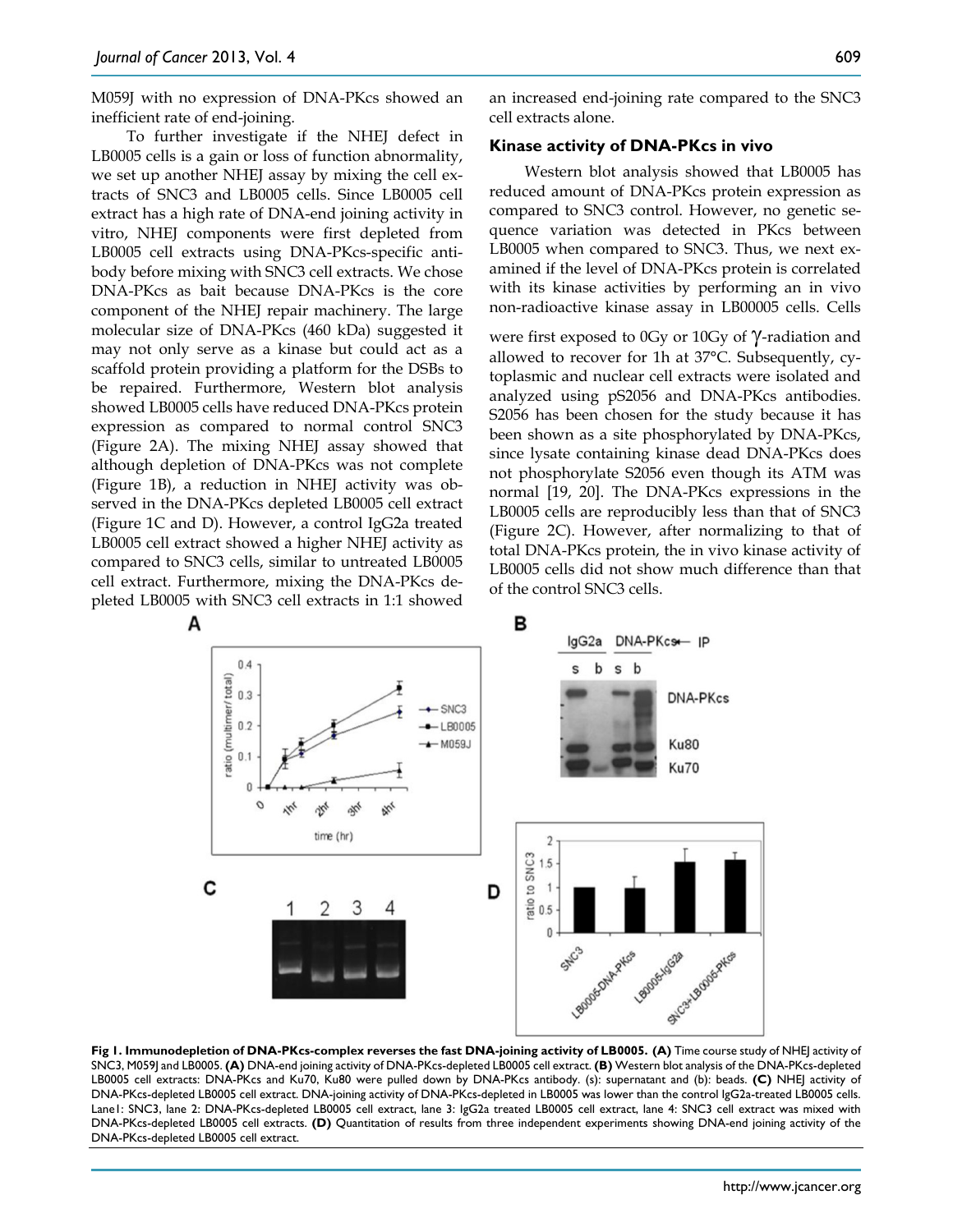M059J with no expression of DNA-PKcs showed an inefficient rate of end-joining.

To further investigate if the NHEJ defect in LB0005 cells is a gain or loss of function abnormality, we set up another NHEJ assay by mixing the cell extracts of SNC3 and LB0005 cells. Since LB0005 cell extract has a high rate of DNA-end joining activity in vitro, NHEJ components were first depleted from LB0005 cell extracts using DNA-PKcs-specific antibody before mixing with SNC3 cell extracts. We chose DNA-PKcs as bait because DNA-PKcs is the core component of the NHEJ repair machinery. The large molecular size of DNA-PKcs (460 kDa) suggested it may not only serve as a kinase but could act as a scaffold protein providing a platform for the DSBs to be repaired. Furthermore, Western blot analysis showed LB0005 cells have reduced DNA-PKcs protein expression as compared to normal control SNC3 (Figure 2A). The mixing NHEJ assay showed that although depletion of DNA-PKcs was not complete (Figure 1B), a reduction in NHEJ activity was observed in the DNA-PKcs depleted LB0005 cell extract (Figure 1C and D). However, a control IgG2a treated LB0005 cell extract showed a higher NHEJ activity as compared to SNC3 cells, similar to untreated LB0005 cell extract. Furthermore, mixing the DNA-PKcs depleted LB0005 with SNC3 cell extracts in 1:1 showed an increased end-joining rate compared to the SNC3 cell extracts alone.

### Kinase activity of DNA-PKcs in vivo

Western blot analysis showed that LB0005 has reduced amount of DNA-PKcs protein expression as compared to SNC3 control. However, no genetic sequence variation was detected in PKcs between LB0005 when compared to SNC3. Thus, we next examined if the level of DNA-PKcs protein is correlated with its kinase activities by performing an in vivo non-radioactive kinase assay in LB00005 cells. Cells were first exposed to 0Gy or 10Gy of γ-radiation and allowed to recover for 1h at 37°C. Subsequently, cytoplasmic and nuclear cell extracts were isolated and analyzed using pS2056 and DNA-PKcs antibodies. S2056 has been chosen for the study because it has been shown as a site phosphorylated by DNA-PKcs, since lysate containing kinase dead DNA-PKcs does not phosphorylate S2056 even though its ATM was normal [19, 20]. The DNA-PKcs expressions in the LB0005 cells are reproducibly less than that of SNC3 (Figure 2C). However, after normalizing to that of total DNA-PKcs protein, the in vivo kinase activity of LB0005 cells did not show much difference than that of the control SNC3 cells.

**Fig 1. Immunodepletion of DNA-PKcs-complex reverses the fast DNA-joining activity of LB0005. (A)** Time course study of NHEJ activity of SNC3, M059J and LB0005. **(A)** DNA-end joining activity of DNA-PKcs-depleted LB0005 cell extract. **(B)** Western blot analysis of the DNA-PKcs-depleted LB0005 cell extracts: DNA-PKcs and Ku70, Ku80 were pulled down by DNA-PKcs antibody. (s): supernatant and (b): beads. **(C)** NHEJ activity of DNA-PKcs-depleted LB0005 cell extract. DNA-joining activity of DNA-PKcs-depleted in LB0005 was lower than the control IgG2a-treated LB0005 cells. Lane1: SNC3, lane 2: DNA-PKcs-depleted LB0005 cell extract, lane 3: IgG2a treated LB0005 cell extract, lane 4: SNC3 cell extract was mixed with DNA-PKcs-depleted LB0005 cell extracts. **(D)** Quantitation of results from three independent experiments showing DNA-end joining activity of the DNA-PKcs-depleted LB0005 cell extract.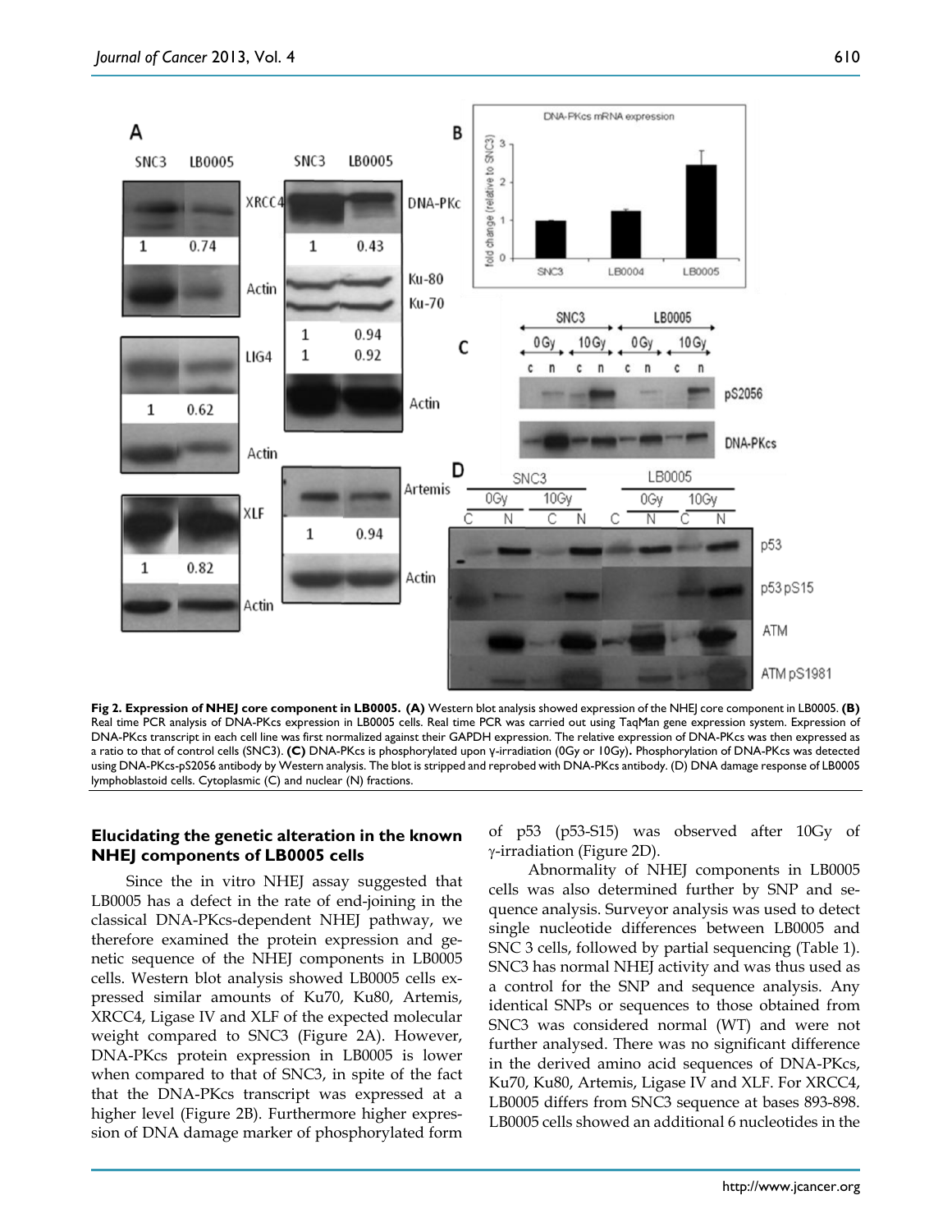**Fig 2. Expression of NHEJ core component in LB0005. (A)** Western blot analysis showed expression of the NHEJ core component in LB0005. **(B)** Real time PCR analysis of DNA-PKcs expression in LB0005 cells. Real time PCR was carried out using TaqMan gene expression system. Expression of DNA-PKcs transcript in each cell line was first normalized against their GAPDH expression. The relative expression of DNA-PKcs was then expressed as a ratio to that of control cells (SNC3). **(C)** DNA-PKcs is phosphorylated upon γ-irradiation (0Gy or 10Gy)**.** Phosphorylation of DNA-PKcs was detected using DNA-PKcs-pS2056 antibody by Western analysis. The blot is stripped and reprobed with DNA-PKcs antibody. (D) DNA damage response of LB0005 lymphoblastoid cells. Cytoplasmic (C) and nuclear (N) fractions.

### Elucidating the genetic alteration in the known NHEJ components of LB0005 cells

Since the in vitro NHEJ assay suggested that LB0005 has a defect in the rate of end-joining in the classical DNA-PKcs-dependent NHEJ pathway, we therefore examined the protein expression and genetic sequence of the NHEJ components in LB0005 cells. Western blot analysis showed LB0005 cells expressed similar amounts of Ku70, Ku80, Artemis, XRCC4, Ligase IV and XLF of the expected molecular weight compared to SNC3 (Figure 2A). However, DNA-PKcs protein expression in LB0005 is lower when compared to that of SNC3, in spite of the fact that the DNA-PKcs transcript was expressed at a higher level (Figure 2B). Furthermore higher expression of DNA damage marker of phosphorylated form of p53 (p53-S15) was observed after 10Gy of γ-irradiation (Figure 2D).

Abnormality of NHEJ components in LB0005 cells was also determined further by SNP and sequence analysis. Surveyor analysis was used to detect single nucleotide differences between LB0005 and SNC 3 cells, followed by partial sequencing (Table 1). SNC3 has normal NHEJ activity and was thus used as a control for the SNP and sequence analysis. Any identical SNPs or sequences to those obtained from SNC3 was considered normal (WT) and were not further analysed. There was no significant difference in the derived amino acid sequences of DNA-PKcs, Ku70, Ku80, Artemis, Ligase IV and XLF. For XRCC4, LB0005 differs from SNC3 sequence at bases 893-898. LB0005 cells showed an additional 6 nucleotides in the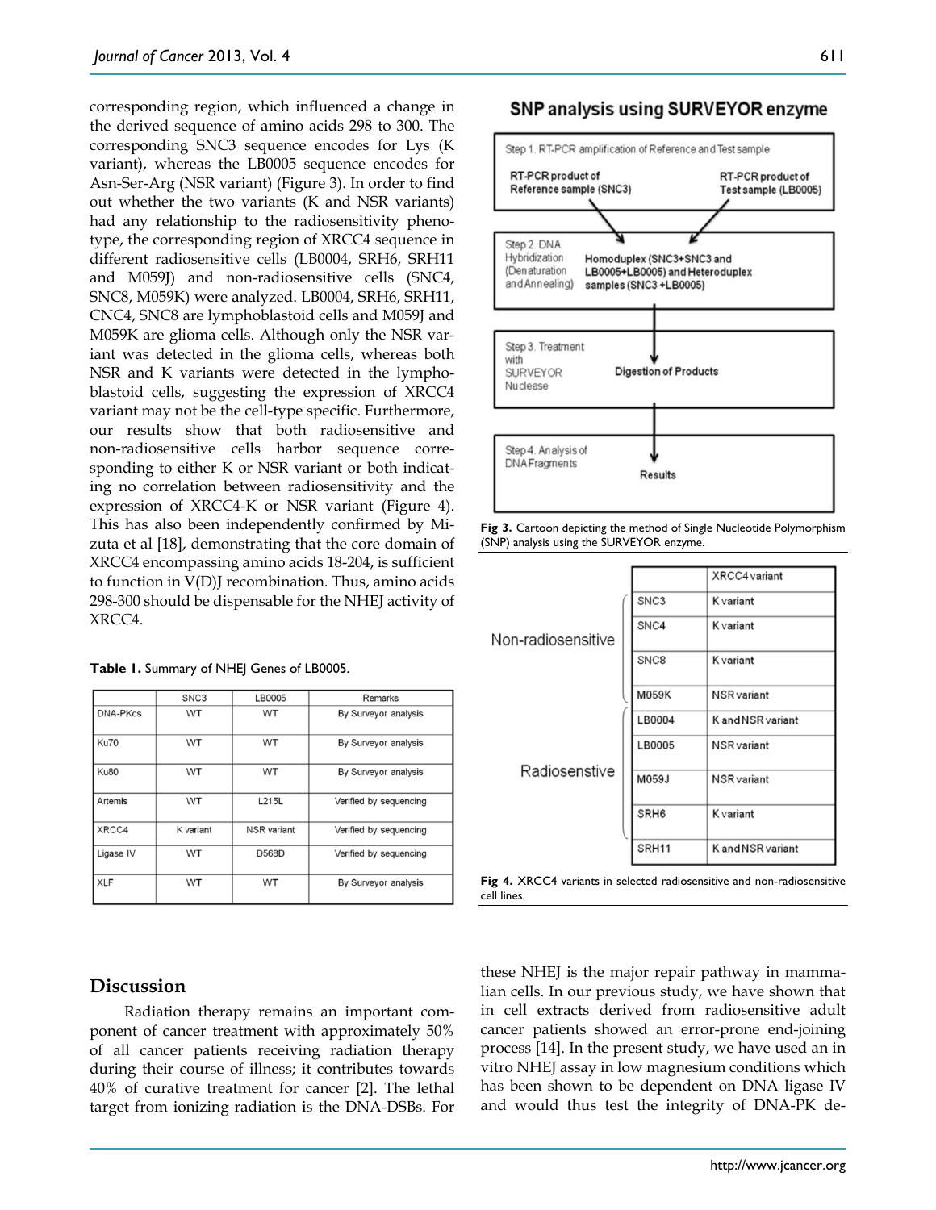corresponding region, which influenced a change in the derived sequence of amino acids 298 to 300. The corresponding SNC3 sequence encodes for Lys (K variant), whereas the LB0005 sequence encodes for Asn-Ser-Arg (NSR variant) (Figure 3). In order to find out whether the two variants (K and NSR variants) had any relationship to the radiosensitivity phenotype, the corresponding region of XRCC4 sequence in different radiosensitive cells (LB0004, SRH6, SRH11 and M059J) and non-radiosensitive cells (SNC4, SNC8, M059K) were analyzed. LB0004, SRH6, SRH11, CNC4, SNC8 are lymphoblastoid cells and M059J and M059K are glioma cells. Although only the NSR variant was detected in the glioma cells, whereas both NSR and K variants were detected in the lymphoblastoid cells, suggesting the expression of XRCC4 variant may not be the cell-type specific. Furthermore, our results show that both radiosensitive and non-radiosensitive cells harbor sequence corresponding to either K or NSR variant or both indicating no correlation between radiosensitivity and the expression of XRCC4-K or NSR variant (Figure 4). This has also been independently confirmed by Mizuta et al [18], demonstrating that the core domain of XRCC4 encompassing amino acids 18-204, is sufficient to function in V(D)J recombination. Thus, amino acids 298-300 should be dispensable for the NHEJ activity of XRCC4.

**Table 1.** Summary of NHEJ Genes of LB0005.

| | SNC3 | LB0005 | Remarks |
|---|---|---|---|
| DNA-PKcs | WT | WT | By Surveyor analysis |
| Ku70 | WT | WT | By Surveyor analysis |
| Ku80 | WT | WT | By Surveyor analysis |
| Artemis | WT | L215L | Verified by sequencing |
| XRCC4 | K variant | NSR variant | Verified by sequencing |
| Ligase IV | WT | D568D | Verified by sequencing |
| XLF | WT | WT | By Surveyor analysis |

**SNP analysis using SURVEYOR enzyme**

Step 1. RT-PCR amplification of Reference and Test sample — RT-PCR product of Reference sample (SNC3); RT-PCR product of Test sample (LB0005)

Step 2. DNA Hybridization (Denaturation and Annealing) — Homoduplex (SNC3+SNC3 and LB0005+LB0005) and Heteroduplex samples (SNC3+LB0005)

Step 3. Treatment with SURVEYOR Nuclease — Digestion of Products

Step 4. Analysis of DNA Fragments — Results

**Fig 3.** Cartoon depicting the method of Single Nucleotide Polymorphism (SNP) analysis using the SURVEYOR enzyme.

| | | XRCC4 variant |
|---|---|---|
| Non-radiosensitive | SNC3 | K variant |
| | SNC4 | K variant |
| | SNC8 | K variant |
| | M059K | NSR variant |
| Radiosenstive | LB0004 | K and NSR variant |
| | LB0005 | NSR variant |
| | M059J | NSR variant |
| | SRH6 | K variant |
| | SRH11 | K and NSR variant |

**Fig 4.** XRCC4 variants in selected radiosensitive and non-radiosensitive cell lines.

## Discussion

Radiation therapy remains an important component of cancer treatment with approximately 50% of all cancer patients receiving radiation therapy during their course of illness; it contributes towards 40% of curative treatment for cancer [2]. The lethal target from ionizing radiation is the DNA-DSBs. For these NHEJ is the major repair pathway in mammalian cells. In our previous study, we have shown that in cell extracts derived from radiosensitive adult cancer patients showed an error-prone end-joining process [14]. In the present study, we have used an in vitro NHEJ assay in low magnesium conditions which has been shown to be dependent on DNA ligase IV and would thus test the integrity of DNA-PK de-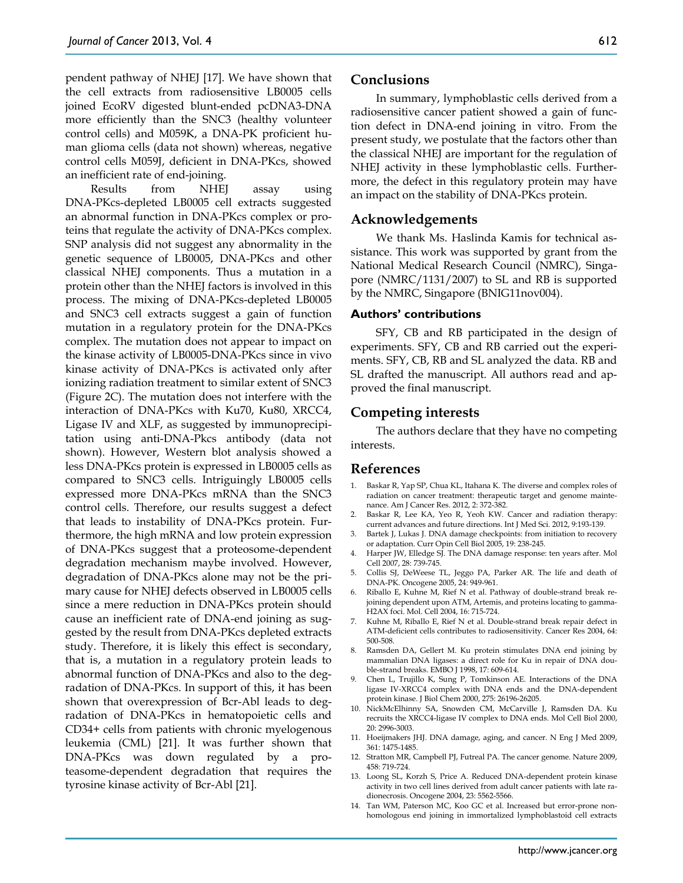pendent pathway of NHEJ [17]. We have shown that the cell extracts from radiosensitive LB0005 cells joined EcoRV digested blunt-ended pcDNA3-DNA more efficiently than the SNC3 (healthy volunteer control cells) and M059K, a DNA-PK proficient human glioma cells (data not shown) whereas, negative control cells M059J, deficient in DNA-PKcs, showed an inefficient rate of end-joining.

Results from NHEJ assay using DNA-PKcs-depleted LB0005 cell extracts suggested an abnormal function in DNA-PKcs complex or proteins that regulate the activity of DNA-PKcs complex. SNP analysis did not suggest any abnormality in the genetic sequence of LB0005, DNA-PKcs and other classical NHEJ components. Thus a mutation in a protein other than the NHEJ factors is involved in this process. The mixing of DNA-PKcs-depleted LB0005 and SNC3 cell extracts suggest a gain of function mutation in a regulatory protein for the DNA-PKcs complex. The mutation does not appear to impact on the kinase activity of LB0005-DNA-PKcs since in vivo kinase activity of DNA-PKcs is activated only after ionizing radiation treatment to similar extent of SNC3 (Figure 2C). The mutation does not interfere with the interaction of DNA-PKcs with Ku70, Ku80, XRCC4, Ligase IV and XLF, as suggested by immunoprecipitation using anti-DNA-Pkcs antibody (data not shown). However, Western blot analysis showed a less DNA-PKcs protein is expressed in LB0005 cells as compared to SNC3 cells. Intriguingly LB0005 cells expressed more DNA-PKcs mRNA than the SNC3 control cells. Therefore, our results suggest a defect that leads to instability of DNA-PKcs protein. Furthermore, the high mRNA and low protein expression of DNA-PKcs suggest that a proteosome-dependent degradation mechanism maybe involved. However, degradation of DNA-PKcs alone may not be the primary cause for NHEJ defects observed in LB0005 cells since a mere reduction in DNA-PKcs protein should cause an inefficient rate of DNA-end joining as suggested by the result from DNA-PKcs depleted extracts study. Therefore, it is likely this effect is secondary, that is, a mutation in a regulatory protein leads to abnormal function of DNA-PKcs and also to the degradation of DNA-PKcs. In support of this, it has been shown that overexpression of Bcr-Abl leads to degradation of DNA-PKcs in hematopoietic cells and CD34+ cells from patients with chronic myelogenous leukemia (CML) [21]. It was further shown that DNA-PKcs was down regulated by a proteasome-dependent degradation that requires the tyrosine kinase activity of Bcr-Abl [21].

## Conclusions

In summary, lymphoblastic cells derived from a radiosensitive cancer patient showed a gain of function defect in DNA-end joining in vitro. From the present study, we postulate that the factors other than the classical NHEJ are important for the regulation of NHEJ activity in these lymphoblastic cells. Furthermore, the defect in this regulatory protein may have an impact on the stability of DNA-PKcs protein.

## Acknowledgements

We thank Ms. Haslinda Kamis for technical assistance. This work was supported by grant from the National Medical Research Council (NMRC), Singapore (NMRC/1131/2007) to SL and RB is supported by the NMRC, Singapore (BNIG11nov004).

### Authors' contributions

SFY, CB and RB participated in the design of experiments. SFY, CB and RB carried out the experiments. SFY, CB, RB and SL analyzed the data. RB and SL drafted the manuscript. All authors read and approved the final manuscript.

## Competing interests

The authors declare that they have no competing interests.

## References

1. Baskar R, Yap SP, Chua KL, Itahana K. The diverse and complex roles of radiation on cancer treatment: therapeutic target and genome maintenance. Am J Cancer Res. 2012, 2: 372-382.
2. Baskar R, Lee KA, Yeo R, Yeoh KW. Cancer and radiation therapy: current advances and future directions. Int J Med Sci. 2012, 9:193-139.
3. Bartek J, Lukas J. DNA damage checkpoints: from initiation to recovery or adaptation. Curr Opin Cell Biol 2005, 19: 238-245.
4. Harper JW, Elledge SJ. The DNA damage response: ten years after. Mol Cell 2007, 28: 739-745.
5. Collis SJ, DeWeese TL, Jeggo PA, Parker AR. The life and death of DNA-PK. Oncogene 2005, 24: 949-961.
6. Riballo E, Kuhne M, Rief N et al. Pathway of double-strand break rejoining dependent upon ATM, Artemis, and proteins locating to gamma-H2AX foci. Mol. Cell 2004, 16: 715-724.
7. Kuhne M, Riballo E, Rief N et al. Double-strand break repair defect in ATM-deficient cells contributes to radiosensitivity. Cancer Res 2004, 64: 500-508.
8. Ramsden DA, Gellert M. Ku protein stimulates DNA end joining by mammalian DNA ligases: a direct role for Ku in repair of DNA double-strand breaks. EMBO J 1998, 17: 609-614.
9. Chen L, Trujillo K, Sung P, Tomkinson AE. Interactions of the DNA ligase IV-XRCC4 complex with DNA ends and the DNA-dependent protein kinase. J Biol Chem 2000, 275: 26196-26205.
10. NickMcElhinny SA, Snowden CM, McCarville J, Ramsden DA. Ku recruits the XRCC4-ligase IV complex to DNA ends. Mol Cell Biol 2000, 20: 2996-3003.
11. Hoeijmakers JHJ. DNA damage, aging, and cancer. N Eng J Med 2009, 361: 1475-1485.
12. Stratton MR, Campbell PJ, Futreal PA. The cancer genome. Nature 2009, 458: 719-724.
13. Loong SL, Korzh S, Price A. Reduced DNA-dependent protein kinase activity in two cell lines derived from adult cancer patients with late radionecrosis. Oncogene 2004, 23: 5562-5566.
14. Tan WM, Paterson MC, Koo GC et al. Increased but error-prone non-homologous end joining in immortalized lymphoblastoid cell extracts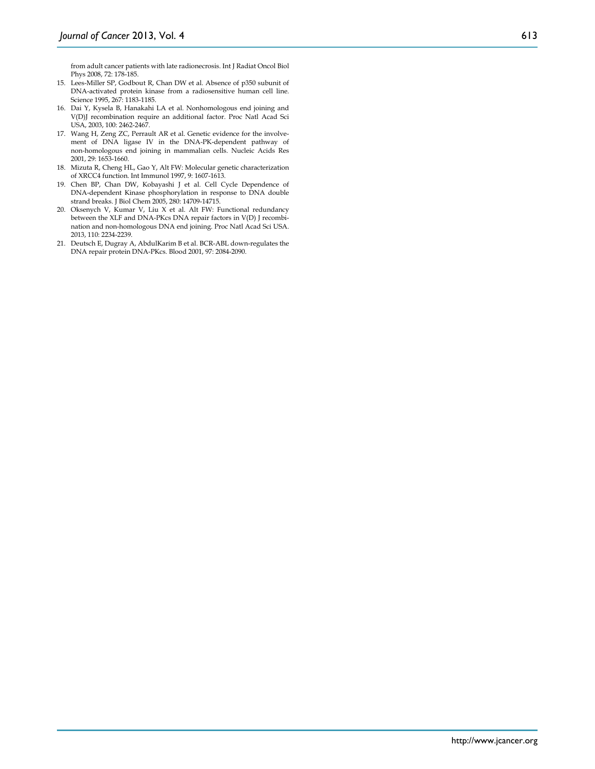from adult cancer patients with late radionecrosis. Int J Radiat Oncol Biol Phys 2008, 72: 178-185.

15. Lees-Miller SP, Godbout R, Chan DW et al. Absence of p350 subunit of DNA-activated protein kinase from a radiosensitive human cell line. Science 1995, 267: 1183-1185.
16. Dai Y, Kysela B, Hanakahi LA et al. Nonhomologous end joining and V(D)J recombination require an additional factor. Proc Natl Acad Sci USA, 2003, 100: 2462-2467.
17. Wang H, Zeng ZC, Perrault AR et al. Genetic evidence for the involvement of DNA ligase IV in the DNA-PK-dependent pathway of non-homologous end joining in mammalian cells. Nucleic Acids Res 2001, 29: 1653-1660.
18. Mizuta R, Cheng HL, Gao Y, Alt FW: Molecular genetic characterization of XRCC4 function. Int Immunol 1997, 9: 1607-1613.
19. Chen BP, Chan DW, Kobayashi J et al. Cell Cycle Dependence of DNA-dependent Kinase phosphorylation in response to DNA double strand breaks. J Biol Chem 2005, 280: 14709-14715.
20. Oksenych V, Kumar V, Liu X et al. Alt FW: Functional redundancy between the XLF and DNA-PKcs DNA repair factors in V(D) J recombination and non-homologous DNA end joining. Proc Natl Acad Sci USA. 2013, 110: 2234-2239.
21. Deutsch E, Dugray A, AbdulKarim B et al. BCR-ABL down-regulates the DNA repair protein DNA-PKcs. Blood 2001, 97: 2084-2090.